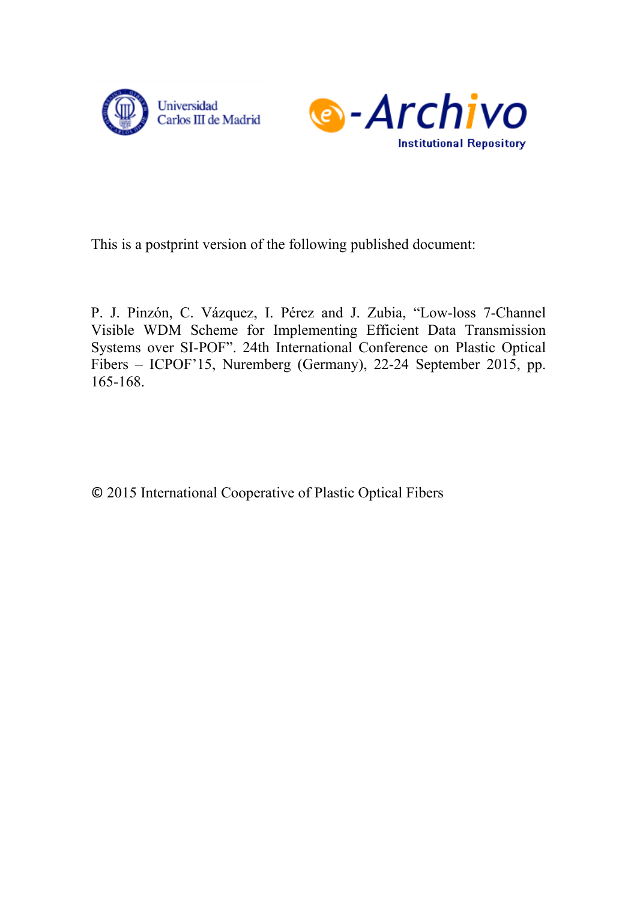This is a postprint version of the following published document:

P. J. Pinzón, C. Vázquez, I. Pérez and J. Zubia, "Low-loss 7-Channel Visible WDM Scheme for Implementing Efficient Data Transmission Systems over SI-POF". 24th International Conference on Plastic Optical Fibers – ICPOF'15, Nuremberg (Germany), 22-24 September 2015, pp. 165-168.

© 2015 International Cooperative of Plastic Optical Fibers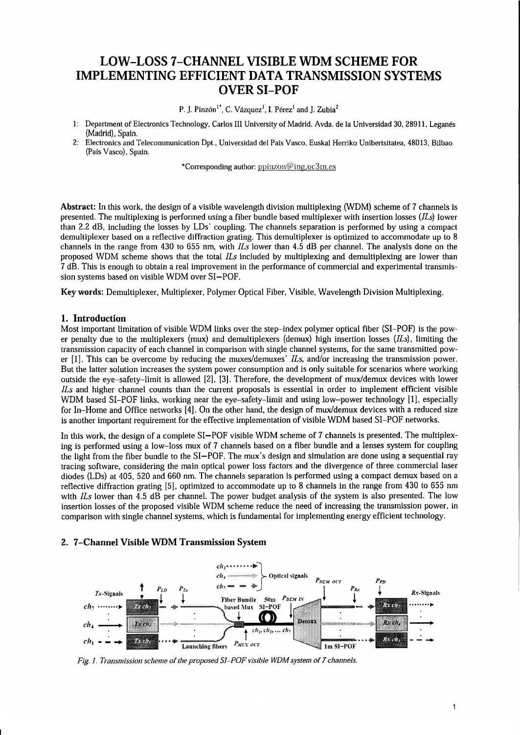# LOW-LOSS 7-CHANNEL VISIBLE WDM SCHEME FOR IMPLEMENTING EFFICIENT DATA TRANSMISSION SYSTEMS OVER SI-POF

P. J. Pinzón[1*], C. Vázquez[1], I. Pérez[1] and J. Zubia[2]

1: Department of Electronics Technology, Carlos III University of Madrid, Avda. de la Universidad 30, 28911, Leganés (Madrid), Spain.

2: Electronics and Telecommunication Dpt., Universidad del País Vasco, Euskal Herriko Unibertsitatea, 48013, Bilbao (País Vasco), Spain.

*Corresponding author: ppinzon@ing.uc3m.es

**Abstract:** In this work, the design of a visible wavelength division multiplexing (WDM) scheme of 7 channels is presented. The multiplexing is performed using a fiber bundle based multiplexer with insertion losses (*ILs*) lower than 2.2 dB, including the losses by LDs' coupling. The channels separation is performed by using a compact demultiplexer based on a reflective diffraction grating. This demultiplexer is optimized to accommodate up to 8 channels in the range from 430 to 655 nm, with *ILs* lower than 4.5 dB per channel. The analysis done on the proposed WDM scheme shows that the total *ILs* included by multiplexing and demultiplexing are lower than 7 dB. This is enough to obtain a real improvement in the performance of commercial and experimental transmission systems based on visible WDM over SI–POF.

**Key words:** Demultiplexer, Multiplexer, Polymer Optical Fiber, Visible, Wavelength Division Multiplexing.

## 1. Introduction

Most important limitation of visible WDM links over the step–index polymer optical fiber (SI–POF) is the power penalty due to the multiplexers (mux) and demultiplexers (demux) high insertion losses (*ILs*), limiting the transmission capacity of each channel in comparison with single channel systems, for the same transmitted power [1]. This can be overcome by reducing the muxes/demuxes' *ILs*, and/or increasing the transmission power. But the latter solution increases the system power consumption and is only suitable for scenarios where working outside the eye–safety–limit is allowed [2], [3]. Therefore, the development of mux/demux devices with lower *ILs* and higher channel counts than the current proposals is essential in order to implement efficient visible WDM based SI–POF links, working near the eye–safety–limit and using low–power technology [1], especially for In–Home and Office networks [4]. On the other hand, the design of mux/demux devices with a reduced size is another important requirement for the effective implementation of visible WDM based SI–POF networks.

In this work, the design of a complete SI–POF visible WDM scheme of 7 channels is presented. The multiplexing is performed using a low–loss mux of 7 channels based on a fiber bundle and a lenses system for coupling the light from the fiber bundle to the SI–POF. The mux's design and simulation are done using a sequential ray tracing software, considering the main optical power loss factors and the divergence of three commercial laser diodes (LDs) at 405, 520 and 660 nm. The channels separation is performed using a compact demux based on a reflective diffraction grating [5], optimized to accommodate up to 8 channels in the range from 430 to 655 nm with *ILs* lower than 4.5 dB per channel. The power budget analysis of the system is also presented. The low insertion losses of the proposed visible WDM scheme reduce the need of increasing the transmission power, in comparison with single channel systems, which is fundamental for implementing energy efficient technology.

## 2. 7–Channel Visible WDM Transmission System

*Fig. 1. Transmission scheme of the proposed SI–POF visible WDM system of 7 channels.*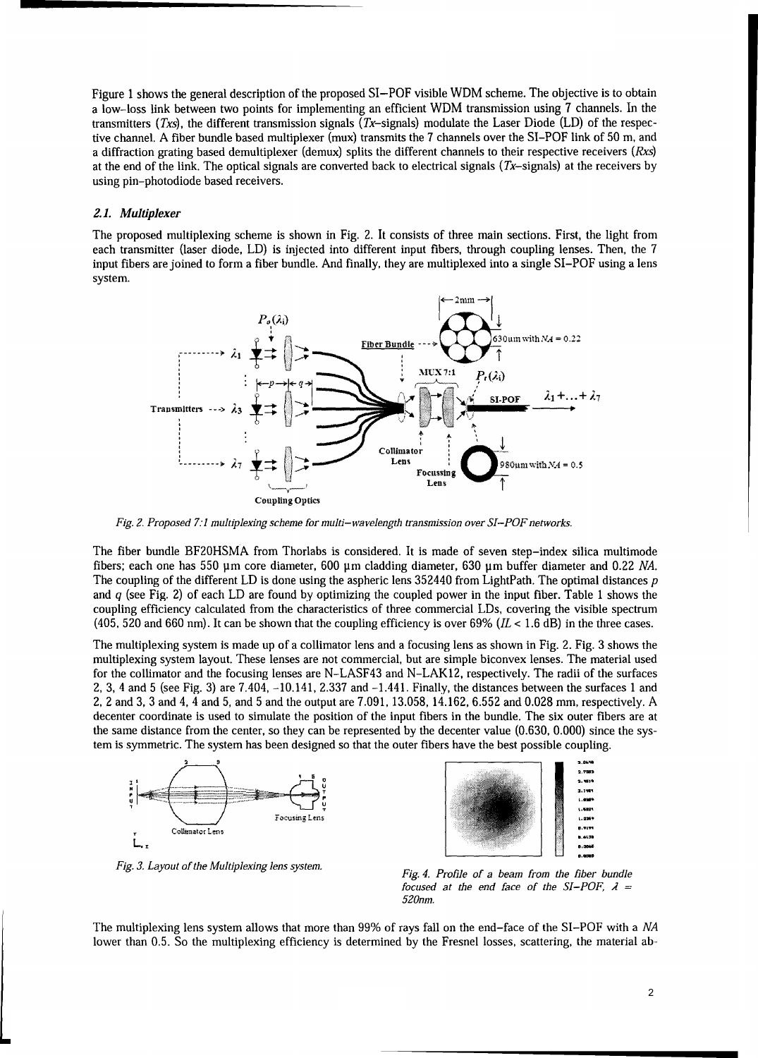Figure 1 shows the general description of the proposed SI–POF visible WDM scheme. The objective is to obtain a low–loss link between two points for implementing an efficient WDM transmission using 7 channels. In the transmitters (*Txs*), the different transmission signals (*Tx*–signals) modulate the Laser Diode (LD) of the respective channel. A fiber bundle based multiplexer (mux) transmits the 7 channels over the SI–POF link of 50 m, and a diffraction grating based demultiplexer (demux) splits the different channels to their respective receivers (*Rxs*) at the end of the link. The optical signals are converted back to electrical signals (*Tx*–signals) at the receivers by using pin–photodiode based receivers.

### *2.1. Multiplexer*

The proposed multiplexing scheme is shown in Fig. 2. It consists of three main sections. First, the light from each transmitter (laser diode, LD) is injected into different input fibers, through coupling lenses. Then, the 7 input fibers are joined to form a fiber bundle. And finally, they are multiplexed into a single SI–POF using a lens system.

*Fig. 2. Proposed 7:1 multiplexing scheme for multi–wavelength transmission over SI–POF networks.*

The fiber bundle BF20HSMA from Thorlabs is considered. It is made of seven step–index silica multimode fibers; each one has 550 μm core diameter, 600 μm cladding diameter, 630 μm buffer diameter and 0.22 *NA*. The coupling of the different LD is done using the aspheric lens 352440 from LightPath. The optimal distances $p$ and $q$ (see Fig. 2) of each LD are found by optimizing the coupled power in the input fiber. Table 1 shows the coupling efficiency calculated from the characteristics of three commercial LDs, covering the visible spectrum (405, 520 and 660 nm). It can be shown that the coupling efficiency is over 69% ($IL$ < 1.6 dB) in the three cases.

The multiplexing system is made up of a collimator lens and a focusing lens as shown in Fig. 2. Fig. 3 shows the multiplexing system layout. These lenses are not commercial, but are simple biconvex lenses. The material used for the collimator and the focusing lenses are N–LASF43 and N–LAK12, respectively. The radii of the surfaces 2, 3, 4 and 5 (see Fig. 3) are 7.404, -10.141, 2.337 and -1.441. Finally, the distances between the surfaces 1 and 2, 2 and 3, 3 and 4, 4 and 5, and 5 and the output are 7.091, 13.058, 14.162, 6.552 and 0.028 mm, respectively. A decenter coordinate is used to simulate the position of the input fibers in the bundle. The six outer fibers are at the same distance from the center, so they can be represented by the decenter value (0.630, 0.000) since the system is symmetric. The system has been designed so that the outer fibers have the best possible coupling.

*Fig. 3. Layout of the Multiplexing lens system.*

*Fig. 4. Profile of a beam from the fiber bundle focused at the end face of the SI–POF, $\lambda$ = 520nm.*

The multiplexing lens system allows that more than 99% of rays fall on the end–face of the SI–POF with a *NA* lower than 0.5. So the multiplexing efficiency is determined by the Fresnel losses, scattering, the material ab-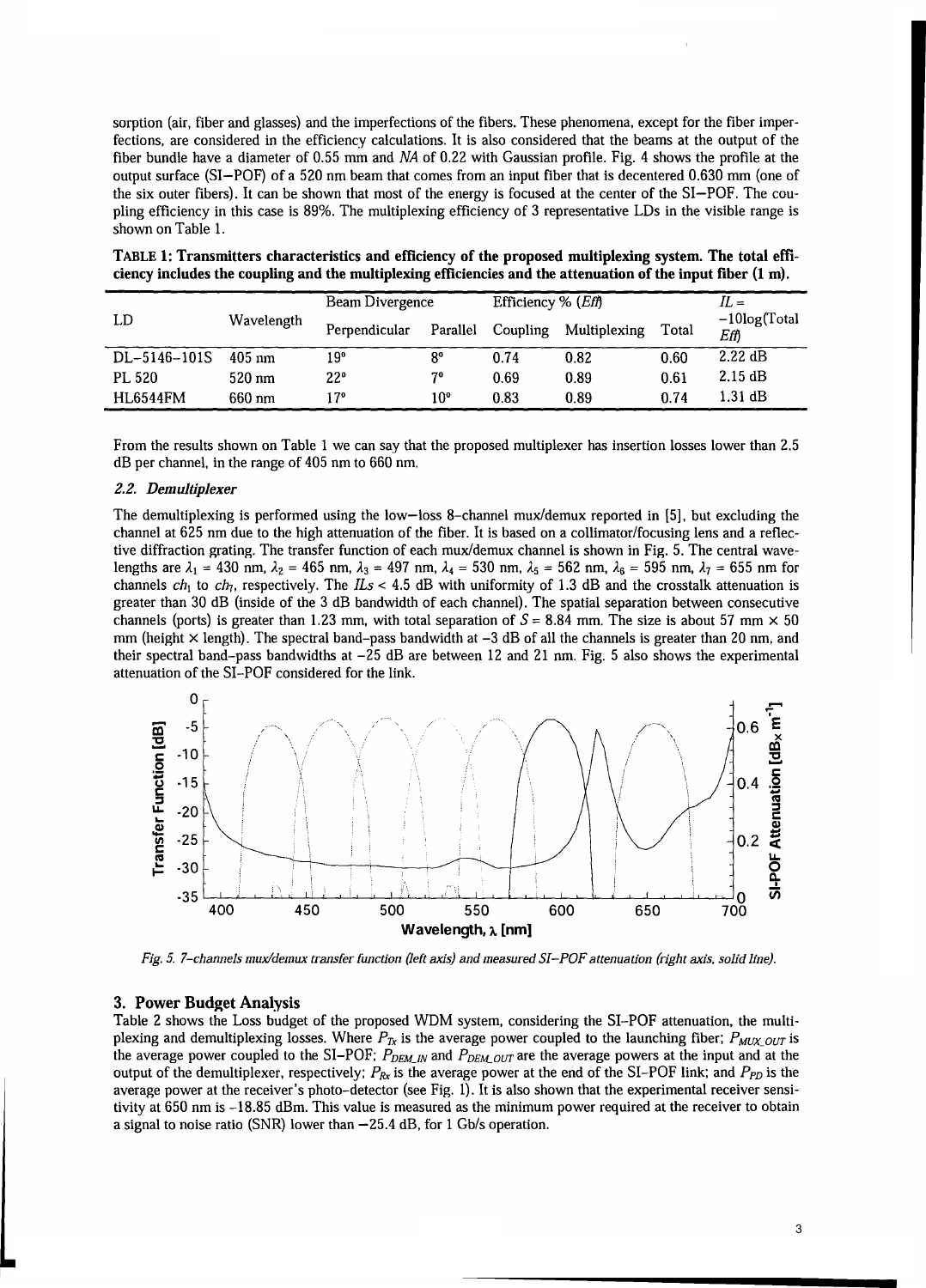sorption (air, fiber and glasses) and the imperfections of the fibers. These phenomena, except for the fiber imperfections, are considered in the efficiency calculations. It is also considered that the beams at the output of the fiber bundle have a diameter of 0.55 mm and *NA* of 0.22 with Gaussian profile. Fig. 4 shows the profile at the output surface (SI–POF) of a 520 nm beam that comes from an input fiber that is decentered 0.630 mm (one of the six outer fibers). It can be shown that most of the energy is focused at the center of the SI–POF. The coupling efficiency in this case is 89%. The multiplexing efficiency of 3 representative LDs in the visible range is shown on Table 1.

**TABLE 1: Transmitters characteristics and efficiency of the proposed multiplexing system. The total efficiency includes the coupling and the multiplexing efficiencies and the attenuation of the input fiber (1 m).**

| LD | Wavelength | Beam Divergence | | Efficiency % (*Eff*) | | | *IL* = −10log(Total *Eff*) |
|---|---|---|---|---|---|---|---|
| | | Perpendicular | Parallel | Coupling | Multiplexing | Total | |
| DL–5146–101S | 405 nm | 19° | 8° | 0.74 | 0.82 | 0.60 | 2.22 dB |
| PL 520 | 520 nm | 22° | 7° | 0.69 | 0.89 | 0.61 | 2.15 dB |
| HL6544FM | 660 nm | 17° | 10° | 0.83 | 0.89 | 0.74 | 1.31 dB |

From the results shown on Table 1 we can say that the proposed multiplexer has insertion losses lower than 2.5 dB per channel, in the range of 405 nm to 660 nm.

### 2.2. *Demultiplexer*

The demultiplexing is performed using the low–loss 8–channel mux/demux reported in [5], but excluding the channel at 625 nm due to the high attenuation of the fiber. It is based on a collimator/focusing lens and a reflective diffraction grating. The transfer function of each mux/demux channel is shown in Fig. 5. The central wavelengths are $\lambda_1$ = 430 nm, $\lambda_2$ = 465 nm, $\lambda_3$ = 497 nm, $\lambda_4$ = 530 nm, $\lambda_5$ = 562 nm, $\lambda_6$ = 595 nm, $\lambda_7$ = 655 nm for channels $ch_1$ to $ch_7$, respectively. The *ILs* < 4.5 dB with uniformity of 1.3 dB and the crosstalk attenuation is greater than 30 dB (inside of the 3 dB bandwidth of each channel). The spatial separation between consecutive channels (ports) is greater than 1.23 mm, with total separation of $S$ = 8.84 mm. The size is about 57 mm × 50 mm (height × length). The spectral band–pass bandwidth at −3 dB of all the channels is greater than 20 nm, and their spectral band–pass bandwidths at −25 dB are between 12 and 21 nm. Fig. 5 also shows the experimental attenuation of the SI–POF considered for the link.

*Fig. 5. 7–channels mux/demux transfer function (left axis) and measured SI–POF attenuation (right axis, solid line).*

## 3. Power Budget Analysis

Table 2 shows the Loss budget of the proposed WDM system, considering the SI–POF attenuation, the multiplexing and demultiplexing losses. Where $P_{Tx}$ is the average power coupled to the launching fiber; $P_{MUX\_OUT}$ is the average power coupled to the SI–POF; $P_{DEM\_IN}$ and $P_{DEM\_OUT}$ are the average powers at the input and at the output of the demultiplexer, respectively; $P_{Rx}$ is the average power at the end of the SI–POF link; and $P_{PD}$ is the average power at the receiver's photo–detector (see Fig. 1). It is also shown that the experimental receiver sensitivity at 650 nm is −18.85 dBm. This value is measured as the minimum power required at the receiver to obtain a signal to noise ratio (SNR) lower than −25.4 dB, for 1 Gb/s operation.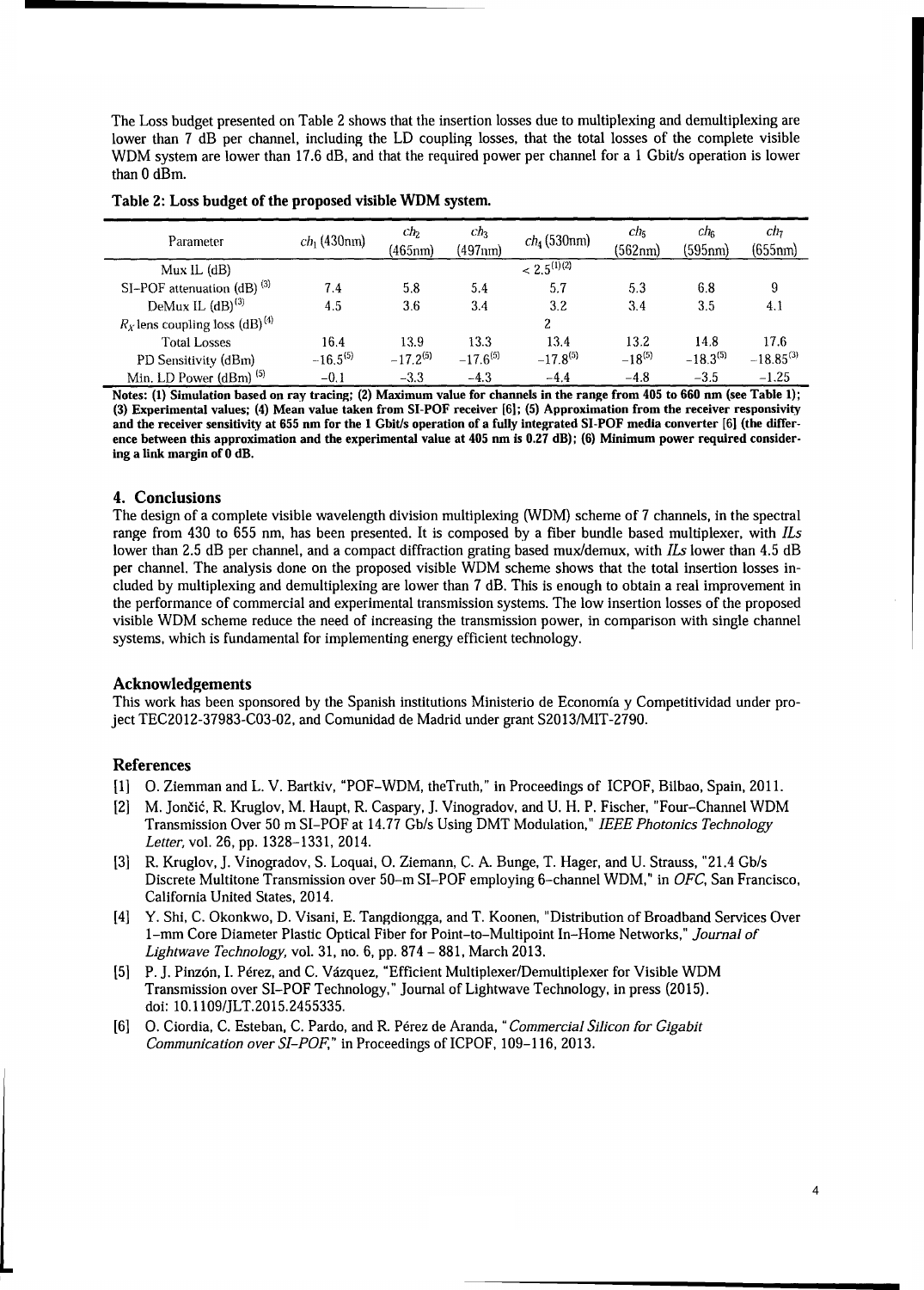The Loss budget presented on Table 2 shows that the insertion losses due to multiplexing and demultiplexing are lower than 7 dB per channel, including the LD coupling losses, that the total losses of the complete visible WDM system are lower than 17.6 dB, and that the required power per channel for a 1 Gbit/s operation is lower than 0 dBm.

**Table 2: Loss budget of the proposed visible WDM system.**

| Parameter | $ch_1$ (430nm) | $ch_2$ (465nm) | $ch_3$ (497nm) | $ch_4$ (530nm) | $ch_5$ (562nm) | $ch_6$ (595nm) | $ch_7$ (655nm) |
|---|---|---|---|---|---|---|---|
| Mux IL (dB) | | | | $< 2.5^{(1)(2)}$ | | | |
| SI-POF attenuation (dB) (3) | 7.4 | 5.8 | 5.4 | 5.7 | 5.3 | 6.8 | 9 |
| DeMux IL (dB)(3) | 4.5 | 3.6 | 3.4 | 3.2 | 3.4 | 3.5 | 4.1 |
| $R_X$ lens coupling loss (dB)(4) | | | | 2 | | | |
| Total Losses | 16.4 | 13.9 | 13.3 | 13.4 | 13.2 | 14.8 | 17.6 |
| PD Sensitivity (dBm) | $-16.5^{(5)}$ | $-17.2^{(5)}$ | $-17.6^{(5)}$ | $-17.8^{(5)}$ | $-18^{(5)}$ | $-18.3^{(5)}$ | $-18.85^{(3)}$ |
| Min. LD Power (dBm) (5) | −0.1 | −3.3 | −4.3 | −4.4 | −4.8 | −3.5 | −1.25 |

**Notes: (1) Simulation based on ray tracing; (2) Maximum value for channels in the range from 405 to 660 nm (see Table 1); (3) Experimental values; (4) Mean value taken from SI-POF receiver [6]; (5) Approximation from the receiver responsivity and the receiver sensitivity at 655 nm for the 1 Gbit/s operation of a fully integrated SI-POF media converter [6] (the difference between this approximation and the experimental value at 405 nm is 0.27 dB); (6) Minimum power required considering a link margin of 0 dB.**

## 4. Conclusions

The design of a complete visible wavelength division multiplexing (WDM) scheme of 7 channels, in the spectral range from 430 to 655 nm, has been presented. It is composed by a fiber bundle based multiplexer, with *ILs* lower than 2.5 dB per channel, and a compact diffraction grating based mux/demux, with *ILs* lower than 4.5 dB per channel. The analysis done on the proposed visible WDM scheme shows that the total insertion losses included by multiplexing and demultiplexing are lower than 7 dB. This is enough to obtain a real improvement in the performance of commercial and experimental transmission systems. The low insertion losses of the proposed visible WDM scheme reduce the need of increasing the transmission power, in comparison with single channel systems, which is fundamental for implementing energy efficient technology.

## Acknowledgements

This work has been sponsored by the Spanish institutions Ministerio de Economía y Competitividad under project TEC2012-37983-C03-02, and Comunidad de Madrid under grant S2013/MIT-2790.

## References

[1] O. Ziemman and L. V. Bartkiv, "POF-WDM, theTruth," in Proceedings of ICPOF, Bilbao, Spain, 2011.

[2] M. Jončić, R. Kruglov, M. Haupt, R. Caspary, J. Vinogradov, and U. H. P. Fischer, "Four-Channel WDM Transmission Over 50 m SI-POF at 14.77 Gb/s Using DMT Modulation," *IEEE Photonics Technology Letter,* vol. 26, pp. 1328-1331, 2014.

[3] R. Kruglov, J. Vinogradov, S. Loquai, O. Ziemann, C. A. Bunge, T. Hager, and U. Strauss, "21.4 Gb/s Discrete Multitone Transmission over 50-m SI-POF employing 6-channel WDM," in *OFC,* San Francisco, California United States, 2014.

[4] Y. Shi, C. Okonkwo, D. Visani, E. Tangdiongga, and T. Koonen, "Distribution of Broadband Services Over 1-mm Core Diameter Plastic Optical Fiber for Point-to-Multipoint In-Home Networks," *Journal of Lightwave Technology,* vol. 31, no. 6, pp. 874 - 881, March 2013.

[5] P. J. Pinzón, I. Pérez, and C. Vázquez, "Efficient Multiplexer/Demultiplexer for Visible WDM Transmission over SI-POF Technology," Journal of Lightwave Technology, in press (2015). doi: 10.1109/JLT.2015.2455335.

[6] O. Ciordia, C. Esteban, C. Pardo, and R. Pérez de Aranda, "*Commercial Silicon for Gigabit Communication over SI-POF,*" in Proceedings of ICPOF, 109-116, 2013.